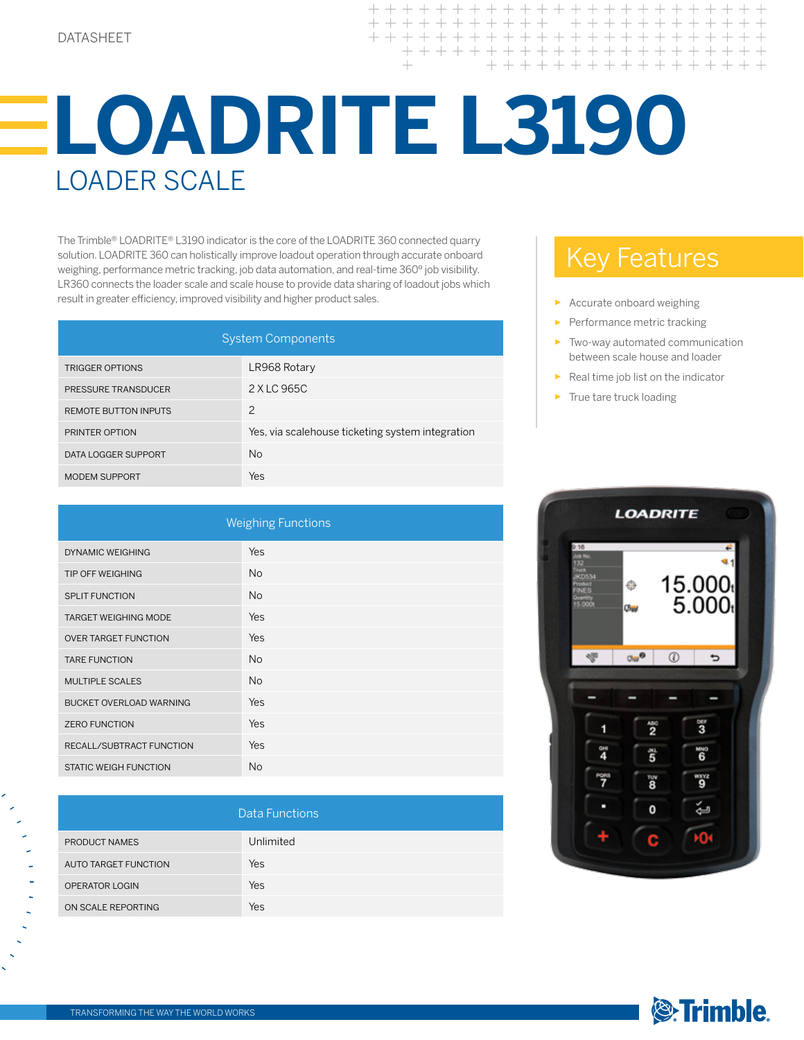DATASHEET

# LOADRITE L3190

## LOADER SCALE

The Trimble® LOADRITE® L3190 indicator is the core of the LOADRITE 360 connected quarry solution. LOADRITE 360 can holistically improve loadout operation through accurate onboard weighing, performance metric tracking, job data automation, and real-time 360º job visibility. LR360 connects the loader scale and scale house to provide data sharing of loadout jobs which result in greater efficiency, improved visibility and higher product sales.

| System Components | |
|---|---|
| TRIGGER OPTIONS | LR968 Rotary |
| PRESSURE TRANSDUCER | 2 X LC 965C |
| REMOTE BUTTON INPUTS | 2 |
| PRINTER OPTION | Yes, via scalehouse ticketing system integration |
| DATA LOGGER SUPPORT | No |
| MODEM SUPPORT | Yes |

| Weighing Functions | |
|---|---|
| DYNAMIC WEIGHING | Yes |
| TIP OFF WEIGHING | No |
| SPLIT FUNCTION | No |
| TARGET WEIGHING MODE | Yes |
| OVER TARGET FUNCTION | Yes |
| TARE FUNCTION | No |
| MULTIPLE SCALES | No |
| BUCKET OVERLOAD WARNING | Yes |
| ZERO FUNCTION | Yes |
| RECALL/SUBTRACT FUNCTION | Yes |
| STATIC WEIGH FUNCTION | No |

| Data Functions | |
|---|---|
| PRODUCT NAMES | Unlimited |
| AUTO TARGET FUNCTION | Yes |
| OPERATOR LOGIN | Yes |
| ON SCALE REPORTING | Yes |

## Key Features

- Accurate onboard weighing
- Performance metric tracking
- Two-way automated communication between scale house and loader
- Real time job list on the indicator
- True tare truck loading

TRANSFORMING THE WAY THE WORLD WORKS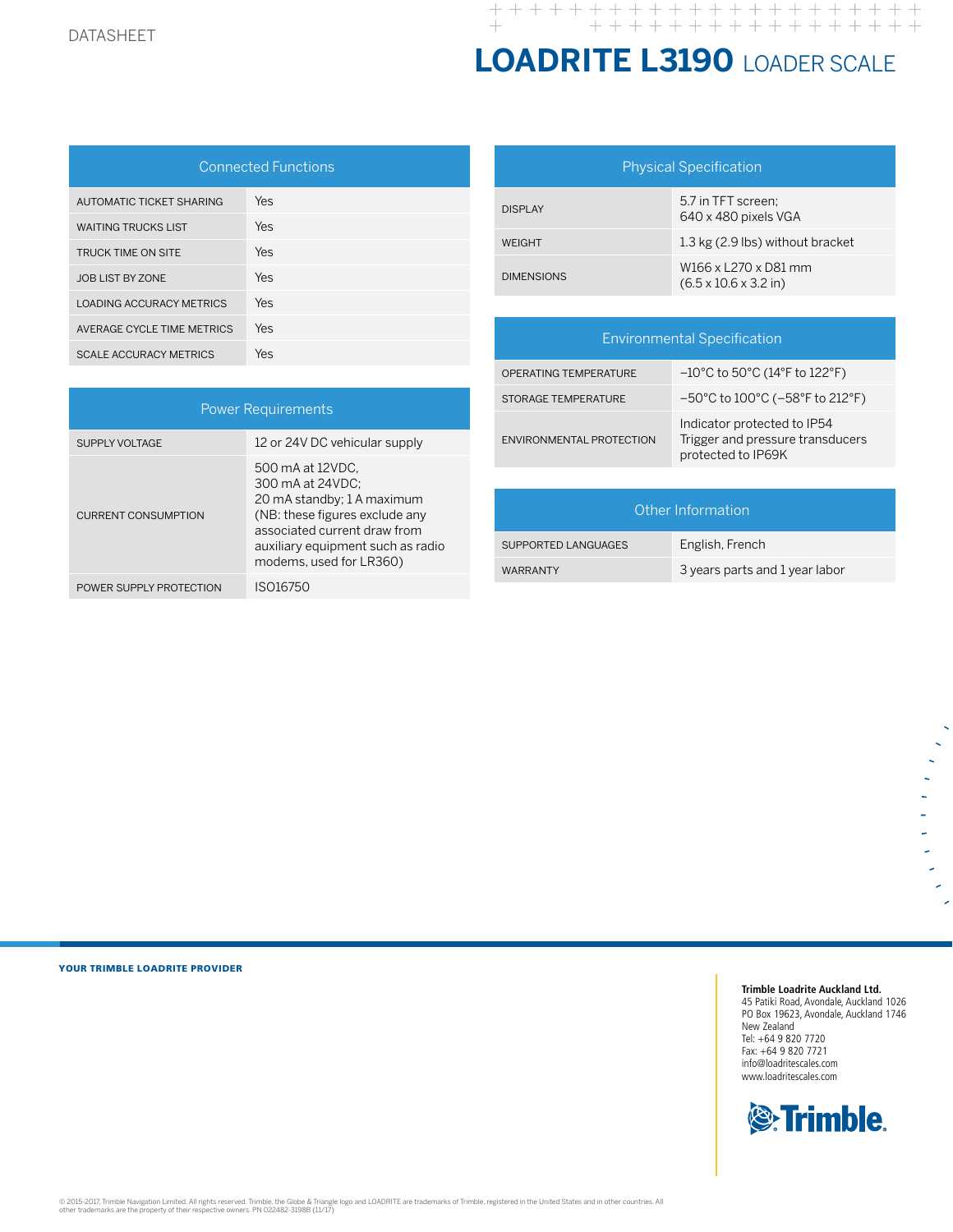DATASHEET

# LOADRITE L3190 LOADER SCALE

| Connected Functions | |
|---|---|
| AUTOMATIC TICKET SHARING | Yes |
| WAITING TRUCKS LIST | Yes |
| TRUCK TIME ON SITE | Yes |
| JOB LIST BY ZONE | Yes |
| LOADING ACCURACY METRICS | Yes |
| AVERAGE CYCLE TIME METRICS | Yes |
| SCALE ACCURACY METRICS | Yes |

| Power Requirements | |
|---|---|
| SUPPLY VOLTAGE | 12 or 24V DC vehicular supply |
| CURRENT CONSUMPTION | 500 mA at 12VDC,<br>300 mA at 24VDC;<br>20 mA standby; 1 A maximum<br>(NB: these figures exclude any associated current draw from auxiliary equipment such as radio modems, used for LR360) |
| POWER SUPPLY PROTECTION | ISO16750 |

| Physical Specification | |
|---|---|
| DISPLAY | 5.7 in TFT screen;<br>640 x 480 pixels VGA |
| WEIGHT | 1.3 kg (2.9 lbs) without bracket |
| DIMENSIONS | W166 x L270 x D81 mm<br>(6.5 x 10.6 x 3.2 in) |

| Environmental Specification | |
|---|---|
| OPERATING TEMPERATURE | −10°C to 50°C (14°F to 122°F) |
| STORAGE TEMPERATURE | −50°C to 100°C (−58°F to 212°F) |
| ENVIRONMENTAL PROTECTION | Indicator protected to IP54<br>Trigger and pressure transducers protected to IP69K |

| Other Information | |
|---|---|
| SUPPORTED LANGUAGES | English, French |
| WARRANTY | 3 years parts and 1 year labor |

**YOUR TRIMBLE LOADRITE PROVIDER**

**Trimble Loadrite Auckland Ltd.**
45 Patiki Road, Avondale, Auckland 1026
PO Box 19623, Avondale, Auckland 1746
New Zealand
Tel: +64 9 820 7720
Fax: +64 9 820 7721
info@loadritescales.com
www.loadritescales.com

Trimble.

© 2015-2017, Trimble Navigation Limited. All rights reserved. Trimble, the Globe & Triangle logo and LOADRITE are trademarks of Trimble, registered in the United States and in other countries. All other trademarks are the property of their respective owners. PN 022482-3198B (11/17)